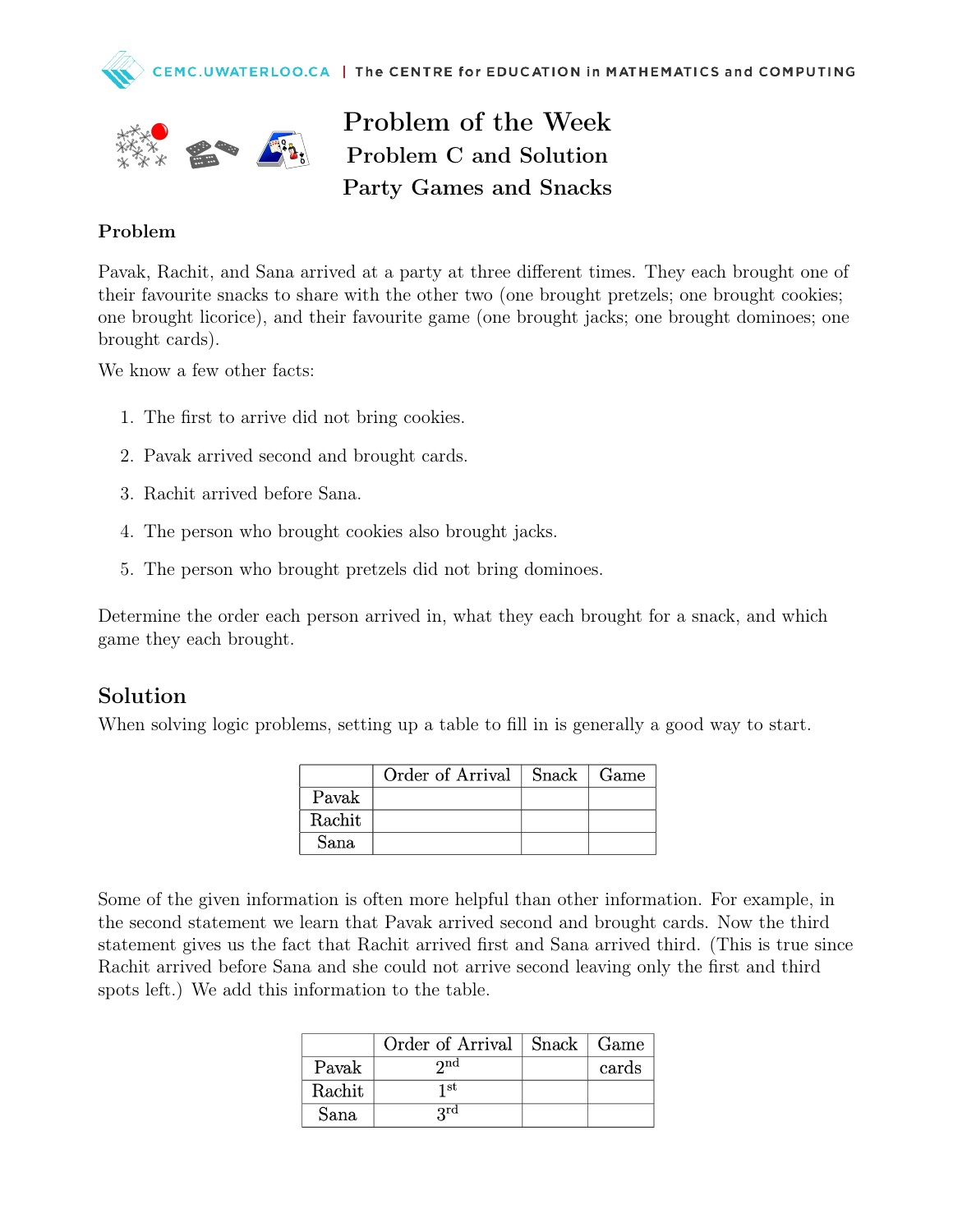# Problem of the Week
## Problem C and Solution
## Party Games and Snacks

### Problem

Pavak, Rachit, and Sana arrived at a party at three different times. They each brought one of their favourite snacks to share with the other two (one brought pretzels; one brought cookies; one brought licorice), and their favourite game (one brought jacks; one brought dominoes; one brought cards).

We know a few other facts:

1. The first to arrive did not bring cookies.
2. Pavak arrived second and brought cards.
3. Rachit arrived before Sana.
4. The person who brought cookies also brought jacks.
5. The person who brought pretzels did not bring dominoes.

Determine the order each person arrived in, what they each brought for a snack, and which game they each brought.

## Solution

When solving logic problems, setting up a table to fill in is generally a good way to start.

| | Order of Arrival | Snack | Game |
|---|---|---|---|
| Pavak | | | |
| Rachit | | | |
| Sana | | | |

Some of the given information is often more helpful than other information. For example, in the second statement we learn that Pavak arrived second and brought cards. Now the third statement gives us the fact that Rachit arrived first and Sana arrived third. (This is true since Rachit arrived before Sana and she could not arrive second leaving only the first and third spots left.) We add this information to the table.

| | Order of Arrival | Snack | Game |
|---|---|---|---|
| Pavak | 2nd | | cards |
| Rachit | 1st | | |
| Sana | 3rd | | |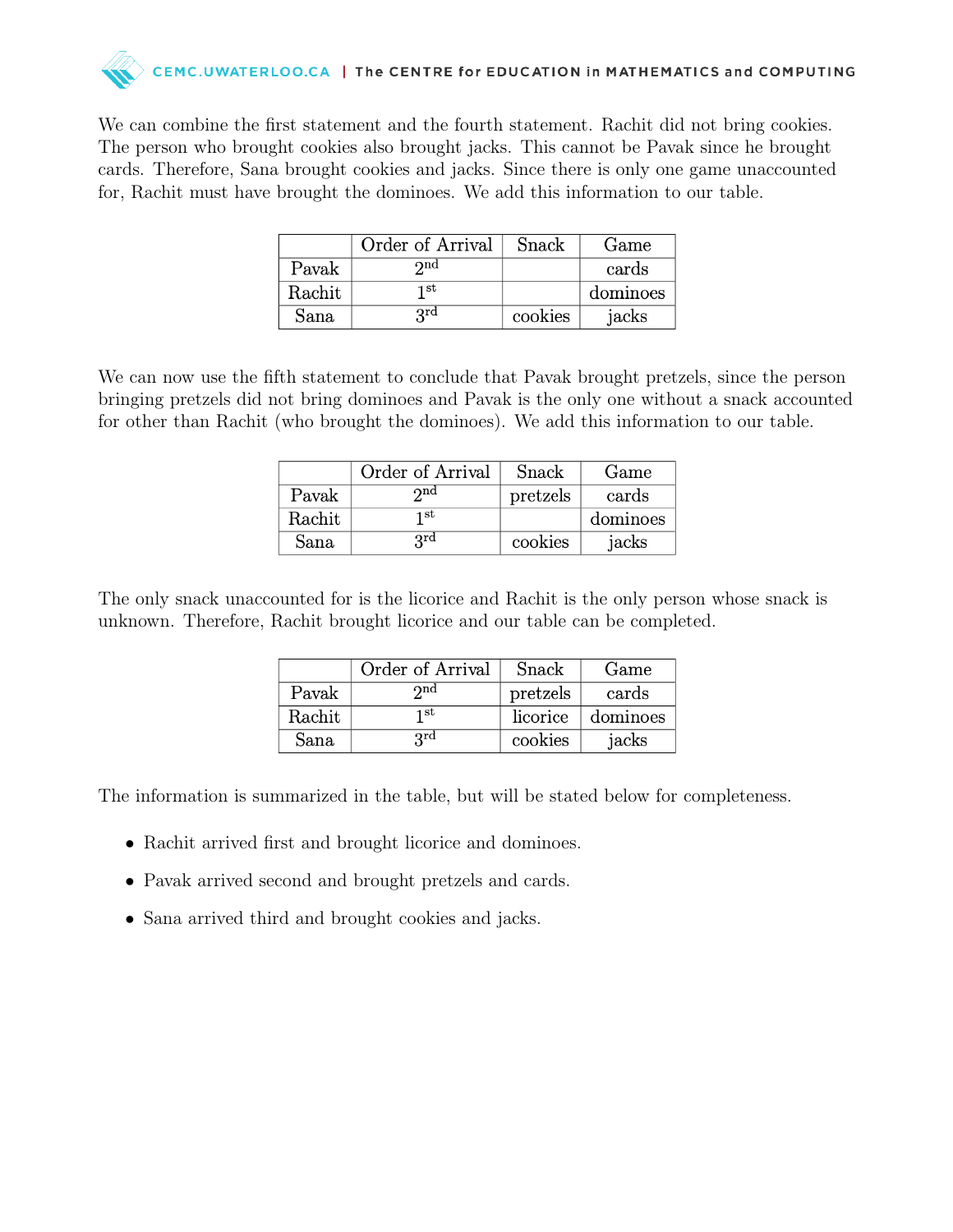We can combine the first statement and the fourth statement. Rachit did not bring cookies. The person who brought cookies also brought jacks. This cannot be Pavak since he brought cards. Therefore, Sana brought cookies and jacks. Since there is only one game unaccounted for, Rachit must have brought the dominoes. We add this information to our table.

| | Order of Arrival | Snack | Game |
|---|---|---|---|
| Pavak | 2nd | | cards |
| Rachit | 1st | | dominoes |
| Sana | 3rd | cookies | jacks |

We can now use the fifth statement to conclude that Pavak brought pretzels, since the person bringing pretzels did not bring dominoes and Pavak is the only one without a snack accounted for other than Rachit (who brought the dominoes). We add this information to our table.

| | Order of Arrival | Snack | Game |
|---|---|---|---|
| Pavak | 2nd | pretzels | cards |
| Rachit | 1st | | dominoes |
| Sana | 3rd | cookies | jacks |

The only snack unaccounted for is the licorice and Rachit is the only person whose snack is unknown. Therefore, Rachit brought licorice and our table can be completed.

| | Order of Arrival | Snack | Game |
|---|---|---|---|
| Pavak | 2nd | pretzels | cards |
| Rachit | 1st | licorice | dominoes |
| Sana | 3rd | cookies | jacks |

The information is summarized in the table, but will be stated below for completeness.

- Rachit arrived first and brought licorice and dominoes.
- Pavak arrived second and brought pretzels and cards.
- Sana arrived third and brought cookies and jacks.